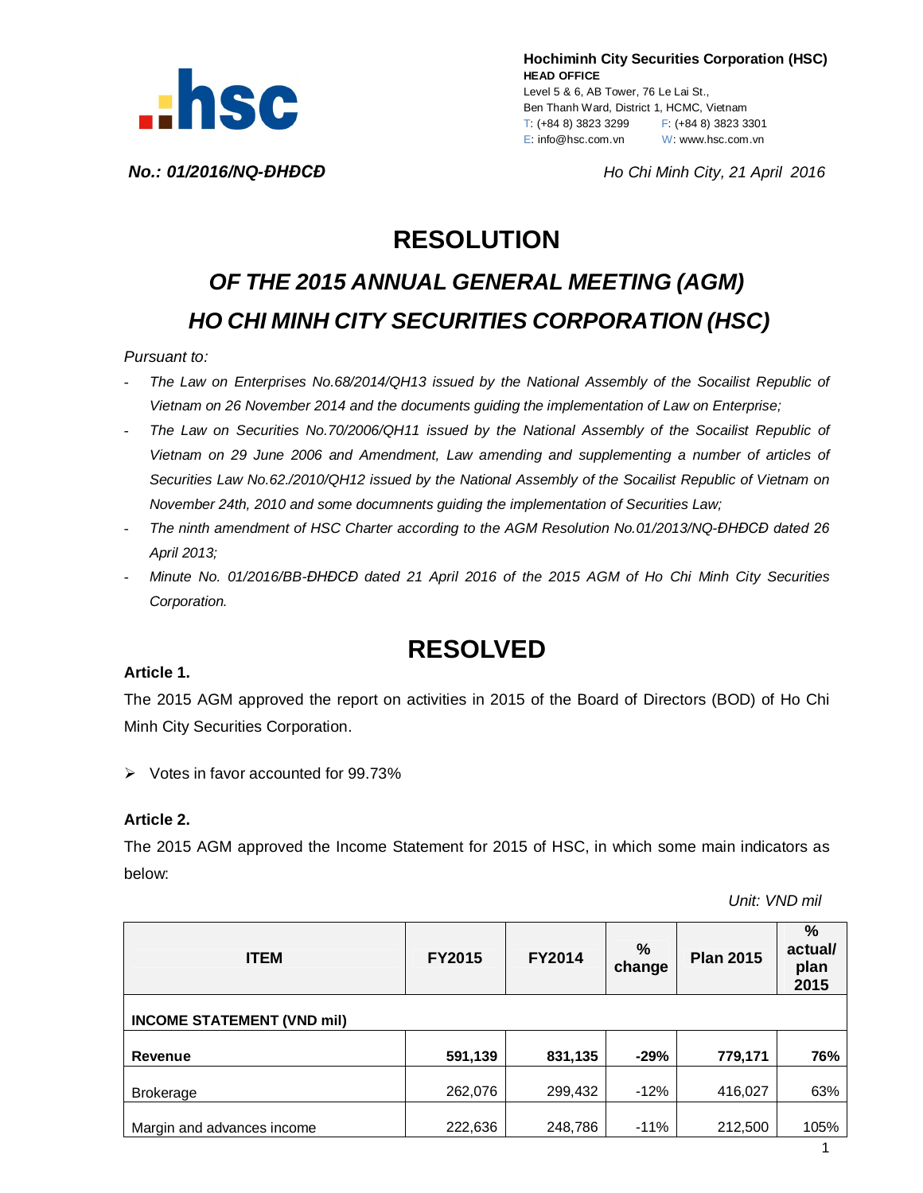**Hochiminh City Securities Corporation (HSC)**
**HEAD OFFICE**
Level 5 & 6, AB Tower, 76 Le Lai St.,
Ben Thanh Ward, District 1, HCMC, Vietnam
T: (+84 8) 3823 3299 F: (+84 8) 3823 3301
E: info@hsc.com.vn W: www.hsc.com.vn

***No.: 01/2016/NQ-ĐHĐCĐ*** *Ho Chi Minh City, 21 April 2016*

# RESOLUTION

## *OF THE 2015 ANNUAL GENERAL MEETING (AGM)*
## *HO CHI MINH CITY SECURITIES CORPORATION (HSC)*

*Pursuant to:*

- *The Law on Enterprises No.68/2014/QH13 issued by the National Assembly of the Socailist Republic of Vietnam on 26 November 2014 and the documents guiding the implementation of Law on Enterprise;*
- *The Law on Securities No.70/2006/QH11 issued by the National Assembly of the Socailist Republic of Vietnam on 29 June 2006 and Amendment, Law amending and supplementing a number of articles of Securities Law No.62./2010/QH12 issued by the National Assembly of the Socailist Republic of Vietnam on November 24th, 2010 and some documnents guiding the implementation of Securities Law;*
- *The ninth amendment of HSC Charter according to the AGM Resolution No.01/2013/NQ-ĐHĐCĐ dated 26 April 2013;*
- *Minute No. 01/2016/BB-ĐHĐCĐ dated 21 April 2016 of the 2015 AGM of Ho Chi Minh City Securities Corporation.*

# RESOLVED

**Article 1.**

The 2015 AGM approved the report on activities in 2015 of the Board of Directors (BOD) of Ho Chi Minh City Securities Corporation.

- Votes in favor accounted for 99.73%

**Article 2.**

The 2015 AGM approved the Income Statement for 2015 of HSC, in which some main indicators as below:

*Unit: VND mil*

| ITEM | FY2015 | FY2014 | % change | Plan 2015 | % actual/ plan 2015 |
|---|---|---|---|---|---|
| **INCOME STATEMENT (VND mil)** | | | | | |
| **Revenue** | **591,139** | **831,135** | **-29%** | **779,171** | **76%** |
| Brokerage | 262,076 | 299,432 | -12% | 416,027 | 63% |
| Margin and advances income | 222,636 | 248,786 | -11% | 212,500 | 105% |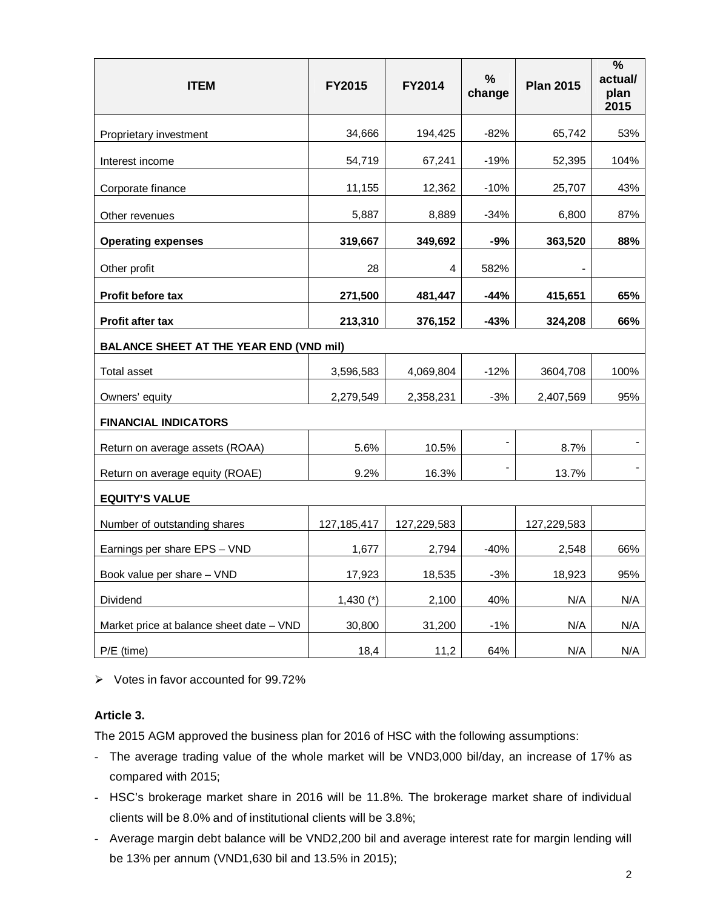| ITEM | FY2015 | FY2014 | % change | Plan 2015 | % actual/ plan 2015 |
|---|---|---|---|---|---|
| Proprietary investment | 34,666 | 194,425 | -82% | 65,742 | 53% |
| Interest income | 54,719 | 67,241 | -19% | 52,395 | 104% |
| Corporate finance | 11,155 | 12,362 | -10% | 25,707 | 43% |
| Other revenues | 5,887 | 8,889 | -34% | 6,800 | 87% |
| **Operating expenses** | **319,667** | **349,692** | **-9%** | **363,520** | **88%** |
| Other profit | 28 | 4 | 582% | - | |
| **Profit before tax** | **271,500** | **481,447** | **-44%** | **415,651** | **65%** |
| **Profit after tax** | **213,310** | **376,152** | **-43%** | **324,208** | **66%** |
| **BALANCE SHEET AT THE YEAR END (VND mil)** | | | | | |
| Total asset | 3,596,583 | 4,069,804 | -12% | 3604,708 | 100% |
| Owners' equity | 2,279,549 | 2,358,231 | -3% | 2,407,569 | 95% |
| **FINANCIAL INDICATORS** | | | | | |
| Return on average assets (ROAA) | 5.6% | 10.5% | - | 8.7% | - |
| Return on average equity (ROAE) | 9.2% | 16.3% | - | 13.7% | - |
| **EQUITY'S VALUE** | | | | | |
| Number of outstanding shares | 127,185,417 | 127,229,583 | | 127,229,583 | |
| Earnings per share EPS – VND | 1,677 | 2,794 | -40% | 2,548 | 66% |
| Book value per share – VND | 17,923 | 18,535 | -3% | 18,923 | 95% |
| Dividend | 1,430 (*) | 2,100 | 40% | N/A | N/A |
| Market price at balance sheet date – VND | 30,800 | 31,200 | -1% | N/A | N/A |
| P/E (time) | 18,4 | 11,2 | 64% | N/A | N/A |

- Votes in favor accounted for 99.72%

**Article 3.**

The 2015 AGM approved the business plan for 2016 of HSC with the following assumptions:

- The average trading value of the whole market will be VND3,000 bil/day, an increase of 17% as compared with 2015;
- HSC's brokerage market share in 2016 will be 11.8%. The brokerage market share of individual clients will be 8.0% and of institutional clients will be 3.8%;
- Average margin debt balance will be VND2,200 bil and average interest rate for margin lending will be 13% per annum (VND1,630 bil and 13.5% in 2015);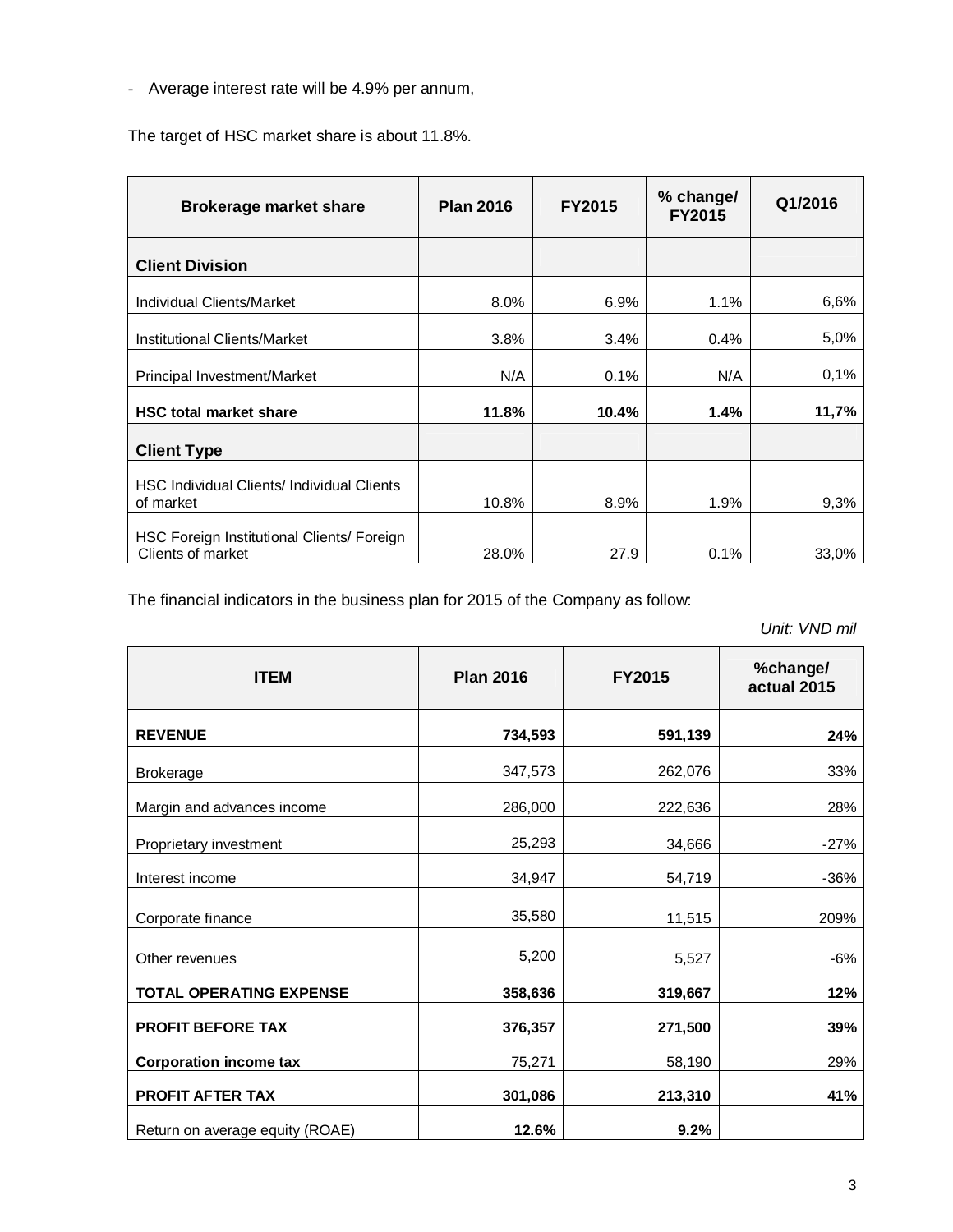- Average interest rate will be 4.9% per annum,

The target of HSC market share is about 11.8%.

| Brokerage market share | Plan 2016 | FY2015 | % change/ FY2015 | Q1/2016 |
|---|---|---|---|---|
| **Client Division** | | | | |
| Individual Clients/Market | 8.0% | 6.9% | 1.1% | 6,6% |
| Institutional Clients/Market | 3.8% | 3.4% | 0.4% | 5,0% |
| Principal Investment/Market | N/A | 0.1% | N/A | 0,1% |
| **HSC total market share** | **11.8%** | **10.4%** | **1.4%** | **11,7%** |
| **Client Type** | | | | |
| HSC Individual Clients/ Individual Clients of market | 10.8% | 8.9% | 1.9% | 9,3% |
| HSC Foreign Institutional Clients/ Foreign Clients of market | 28.0% | 27.9 | 0.1% | 33,0% |

The financial indicators in the business plan for 2015 of the Company as follow:

*Unit: VND mil*

| ITEM | Plan 2016 | FY2015 | %change/ actual 2015 |
|---|---|---|---|
| **REVENUE** | **734,593** | **591,139** | **24%** |
| Brokerage | 347,573 | 262,076 | 33% |
| Margin and advances income | 286,000 | 222,636 | 28% |
| Proprietary investment | 25,293 | 34,666 | -27% |
| Interest income | 34,947 | 54,719 | -36% |
| Corporate finance | 35,580 | 11,515 | 209% |
| Other revenues | 5,200 | 5,527 | -6% |
| **TOTAL OPERATING EXPENSE** | **358,636** | **319,667** | **12%** |
| **PROFIT BEFORE TAX** | **376,357** | **271,500** | **39%** |
| **Corporation income tax** | 75,271 | 58,190 | 29% |
| **PROFIT AFTER TAX** | **301,086** | **213,310** | **41%** |
| Return on average equity (ROAE) | **12.6%** | **9.2%** | |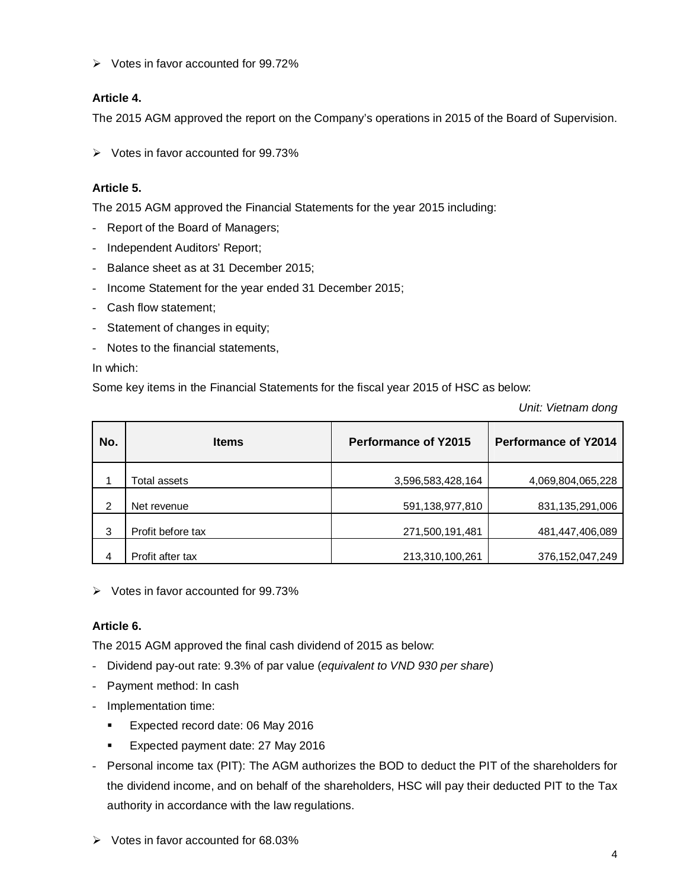➢ Votes in favor accounted for 99.72%

**Article 4.**

The 2015 AGM approved the report on the Company's operations in 2015 of the Board of Supervision.

➢ Votes in favor accounted for 99.73%

**Article 5.**

The 2015 AGM approved the Financial Statements for the year 2015 including:

- Report of the Board of Managers;
- Independent Auditors' Report;
- Balance sheet as at 31 December 2015;
- Income Statement for the year ended 31 December 2015;
- Cash flow statement;
- Statement of changes in equity;
- Notes to the financial statements,

In which:

Some key items in the Financial Statements for the fiscal year 2015 of HSC as below:

*Unit: Vietnam dong*

| No. | Items | Performance of Y2015 | Performance of Y2014 |
|---|---|---|---|
| 1 | Total assets | 3,596,583,428,164 | 4,069,804,065,228 |
| 2 | Net revenue | 591,138,977,810 | 831,135,291,006 |
| 3 | Profit before tax | 271,500,191,481 | 481,447,406,089 |
| 4 | Profit after tax | 213,310,100,261 | 376,152,047,249 |

➢ Votes in favor accounted for 99.73%

**Article 6.**

The 2015 AGM approved the final cash dividend of 2015 as below:

- Dividend pay-out rate: 9.3% of par value (*equivalent to VND 930 per share*)
- Payment method: In cash
- Implementation time:
  - Expected record date: 06 May 2016
  - Expected payment date: 27 May 2016
- Personal income tax (PIT): The AGM authorizes the BOD to deduct the PIT of the shareholders for the dividend income, and on behalf of the shareholders, HSC will pay their deducted PIT to the Tax authority in accordance with the law regulations.

➢ Votes in favor accounted for 68.03%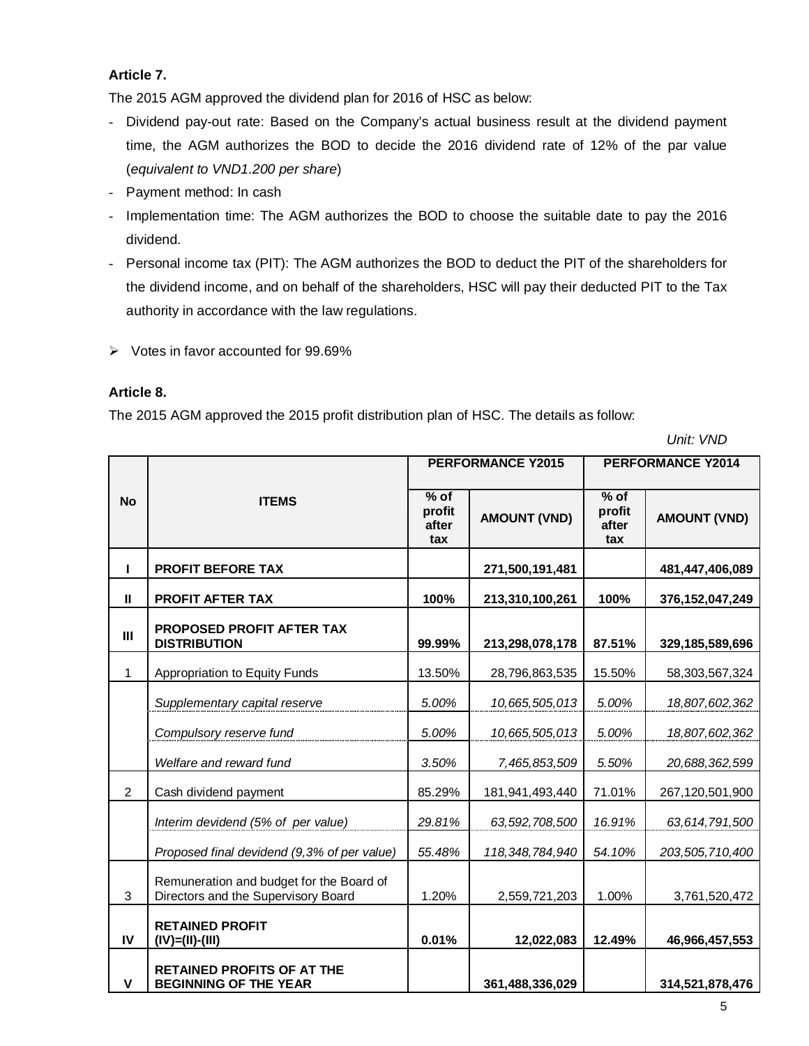**Article 7.**

The 2015 AGM approved the dividend plan for 2016 of HSC as below:

- Dividend pay-out rate: Based on the Company's actual business result at the dividend payment time, the AGM authorizes the BOD to decide the 2016 dividend rate of 12% of the par value (*equivalent to VND1.200 per share*)
- Payment method: In cash
- Implementation time: The AGM authorizes the BOD to choose the suitable date to pay the 2016 dividend.
- Personal income tax (PIT): The AGM authorizes the BOD to deduct the PIT of the shareholders for the dividend income, and on behalf of the shareholders, HSC will pay their deducted PIT to the Tax authority in accordance with the law regulations.

➢ Votes in favor accounted for 99.69%

**Article 8.**

The 2015 AGM approved the 2015 profit distribution plan of HSC. The details as follow:

*Unit: VND*

| No | ITEMS | PERFORMANCE Y2015 | | PERFORMANCE Y2014 | |
|---|---|---|---|---|---|
| | | % of profit after tax | AMOUNT (VND) | % of profit after tax | AMOUNT (VND) |
| **I** | **PROFIT BEFORE TAX** | | **271,500,191,481** | | **481,447,406,089** |
| **II** | **PROFIT AFTER TAX** | **100%** | **213,310,100,261** | **100%** | **376,152,047,249** |
| **III** | **PROPOSED PROFIT AFTER TAX DISTRIBUTION** | **99.99%** | **213,298,078,178** | **87.51%** | **329,185,589,696** |
| 1 | Appropriation to Equity Funds | 13.50% | 28,796,863,535 | 15.50% | 58,303,567,324 |
| | *Supplementary capital reserve* | *5.00%* | *10,665,505,013* | *5.00%* | *18,807,602,362* |
| | *Compulsory reserve fund* | *5.00%* | *10,665,505,013* | *5.00%* | *18,807,602,362* |
| | *Welfare and reward fund* | *3.50%* | *7,465,853,509* | *5.50%* | *20,688,362,599* |
| 2 | Cash dividend payment | 85.29% | 181,941,493,440 | 71.01% | 267,120,501,900 |
| | *Interim devidend (5% of per value)* | *29.81%* | *63,592,708,500* | *16.91%* | *63,614,791,500* |
| | *Proposed final devidend (9,3% of per value)* | *55.48%* | *118,348,784,940* | *54.10%* | *203,505,710,400* |
| 3 | Remuneration and budget for the Board of Directors and the Supervisory Board | 1.20% | 2,559,721,203 | 1.00% | 3,761,520,472 |
| **IV** | **RETAINED PROFIT (IV)=(II)-(III)** | **0.01%** | **12,022,083** | **12.49%** | **46,966,457,553** |
| **V** | **RETAINED PROFITS OF AT THE BEGINNING OF THE YEAR** | | **361,488,336,029** | | **314,521,878,476** |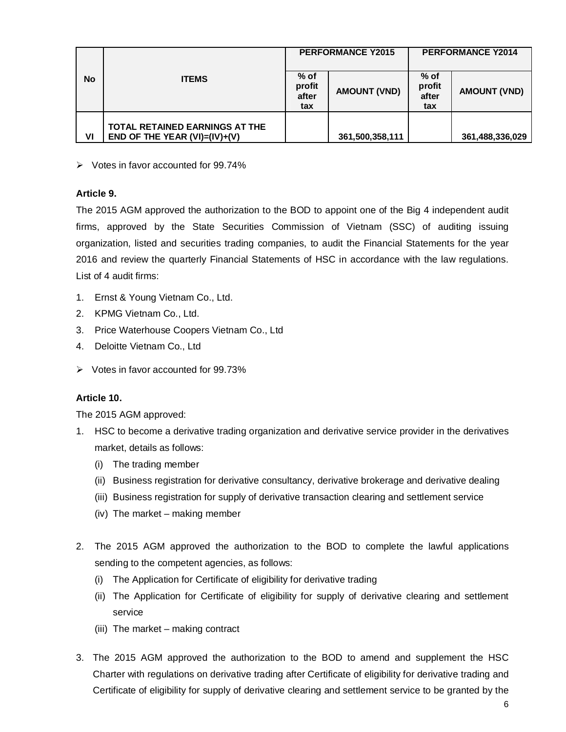| No | ITEMS | PERFORMANCE Y2015 | | PERFORMANCE Y2014 | |
|---|---|---|---|---|---|
| | | % of profit after tax | AMOUNT (VND) | % of profit after tax | AMOUNT (VND) |
| VI | TOTAL RETAINED EARNINGS AT THE END OF THE YEAR (VI)=(IV)+(V) | | 361,500,358,111 | | 361,488,336,029 |

- Votes in favor accounted for 99.74%

**Article 9.**

The 2015 AGM approved the authorization to the BOD to appoint one of the Big 4 independent audit firms, approved by the State Securities Commission of Vietnam (SSC) of auditing issuing organization, listed and securities trading companies, to audit the Financial Statements for the year 2016 and review the quarterly Financial Statements of HSC in accordance with the law regulations. List of 4 audit firms:

1. Ernst & Young Vietnam Co., Ltd.
2. KPMG Vietnam Co., Ltd.
3. Price Waterhouse Coopers Vietnam Co., Ltd
4. Deloitte Vietnam Co., Ltd

- Votes in favor accounted for 99.73%

**Article 10.**

The 2015 AGM approved:

1. HSC to become a derivative trading organization and derivative service provider in the derivatives market, details as follows:
   (i) The trading member
   (ii) Business registration for derivative consultancy, derivative brokerage and derivative dealing
   (iii) Business registration for supply of derivative transaction clearing and settlement service
   (iv) The market – making member

2. The 2015 AGM approved the authorization to the BOD to complete the lawful applications sending to the competent agencies, as follows:
   (i) The Application for Certificate of eligibility for derivative trading
   (ii) The Application for Certificate of eligibility for supply of derivative clearing and settlement service
   (iii) The market – making contract

3. The 2015 AGM approved the authorization to the BOD to amend and supplement the HSC Charter with regulations on derivative trading after Certificate of eligibility for derivative trading and Certificate of eligibility for supply of derivative clearing and settlement service to be granted by the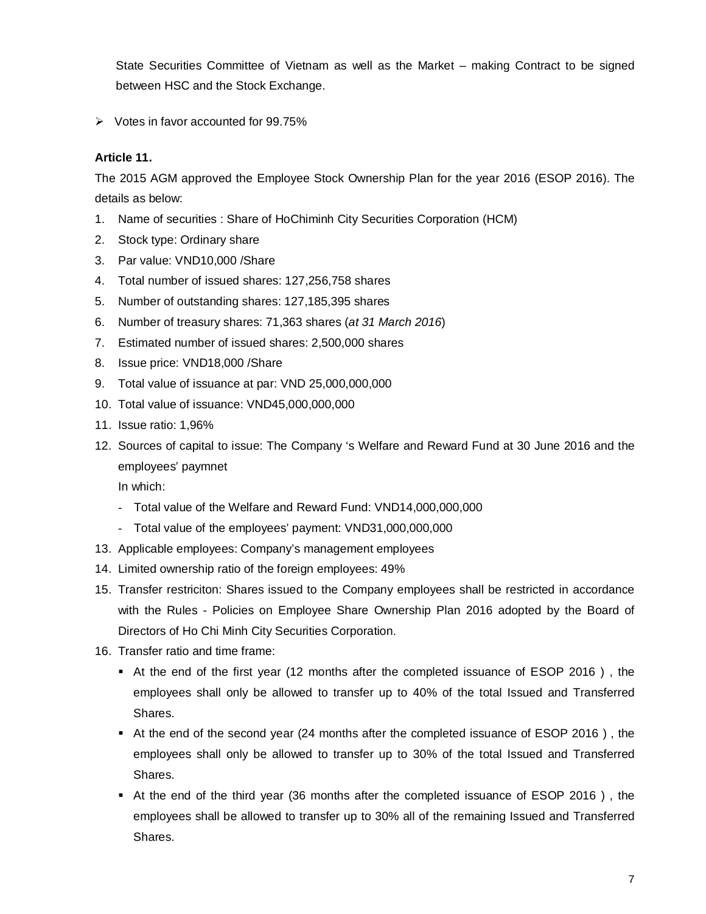State Securities Committee of Vietnam as well as the Market – making Contract to be signed between HSC and the Stock Exchange.

- Votes in favor accounted for 99.75%

**Article 11.**

The 2015 AGM approved the Employee Stock Ownership Plan for the year 2016 (ESOP 2016). The details as below:

1. Name of securities : Share of HoChiminh City Securities Corporation (HCM)
2. Stock type: Ordinary share
3. Par value: VND10,000 /Share
4. Total number of issued shares: 127,256,758 shares
5. Number of outstanding shares: 127,185,395 shares
6. Number of treasury shares: 71,363 shares (*at 31 March 2016*)
7. Estimated number of issued shares: 2,500,000 shares
8. Issue price: VND18,000 /Share
9. Total value of issuance at par: VND 25,000,000,000
10. Total value of issuance: VND45,000,000,000
11. Issue ratio: 1,96%
12. Sources of capital to issue: The Company 's Welfare and Reward Fund at 30 June 2016 and the employees' paymnet

    In which:

    - Total value of the Welfare and Reward Fund: VND14,000,000,000
    - Total value of the employees' payment: VND31,000,000,000
13. Applicable employees: Company's management employees
14. Limited ownership ratio of the foreign employees: 49%
15. Transfer restriciton: Shares issued to the Company employees shall be restricted in accordance with the Rules - Policies on Employee Share Ownership Plan 2016 adopted by the Board of Directors of Ho Chi Minh City Securities Corporation.
16. Transfer ratio and time frame:
    - At the end of the first year (12 months after the completed issuance of ESOP 2016 ) , the employees shall only be allowed to transfer up to 40% of the total Issued and Transferred Shares.
    - At the end of the second year (24 months after the completed issuance of ESOP 2016 ) , the employees shall only be allowed to transfer up to 30% of the total Issued and Transferred Shares.
    - At the end of the third year (36 months after the completed issuance of ESOP 2016 ) , the employees shall be allowed to transfer up to 30% all of the remaining Issued and Transferred Shares.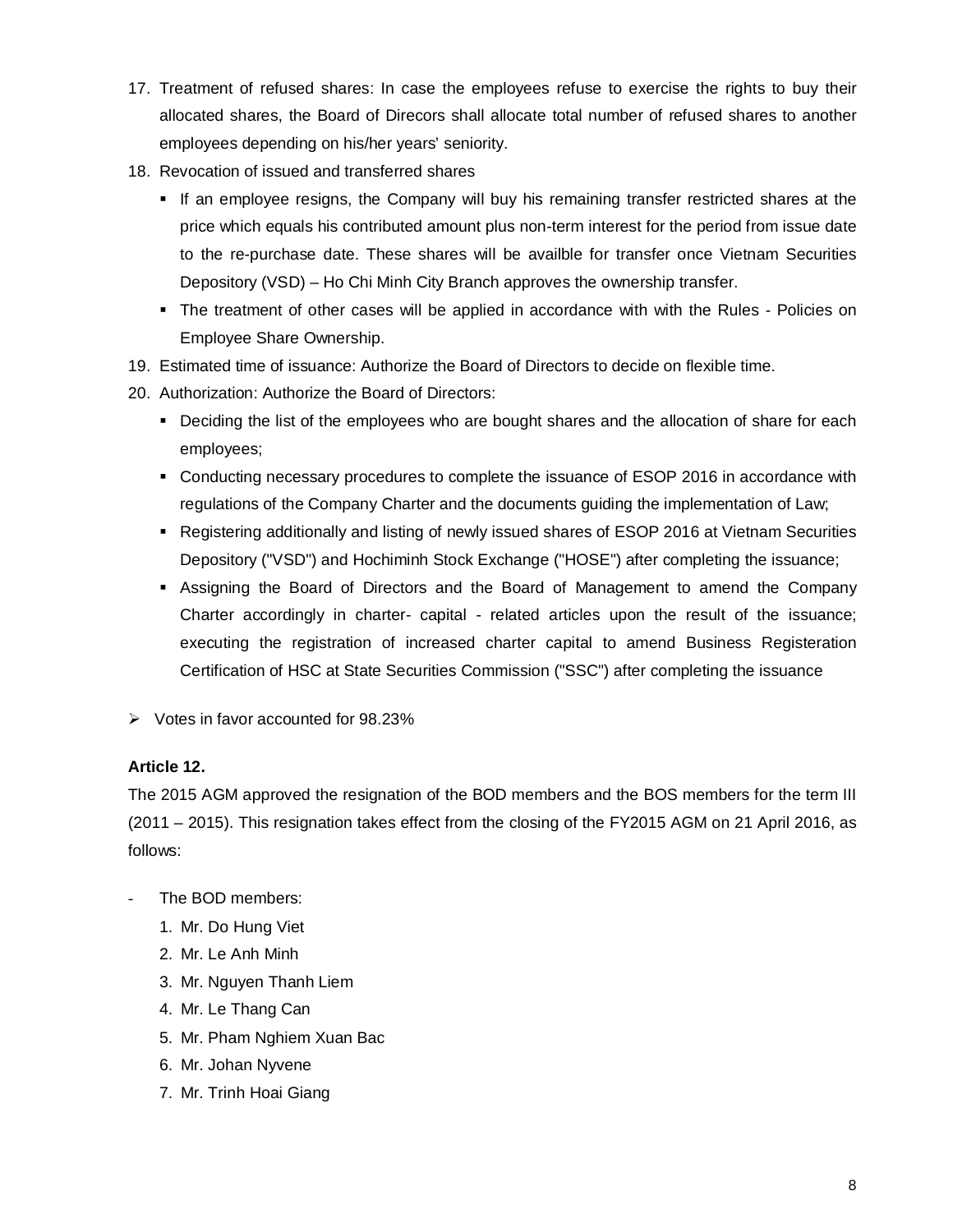17. Treatment of refused shares: In case the employees refuse to exercise the rights to buy their allocated shares, the Board of Direcors shall allocate total number of refused shares to another employees depending on his/her years' seniority.
18. Revocation of issued and transferred shares
    - If an employee resigns, the Company will buy his remaining transfer restricted shares at the price which equals his contributed amount plus non-term interest for the period from issue date to the re-purchase date. These shares will be availble for transfer once Vietnam Securities Depository (VSD) – Ho Chi Minh City Branch approves the ownership transfer.
    - The treatment of other cases will be applied in accordance with with the Rules - Policies on Employee Share Ownership.
19. Estimated time of issuance: Authorize the Board of Directors to decide on flexible time.
20. Authorization: Authorize the Board of Directors:
    - Deciding the list of the employees who are bought shares and the allocation of share for each employees;
    - Conducting necessary procedures to complete the issuance of ESOP 2016 in accordance with regulations of the Company Charter and the documents guiding the implementation of Law;
    - Registering additionally and listing of newly issued shares of ESOP 2016 at Vietnam Securities Depository ("VSD") and Hochiminh Stock Exchange ("HOSE") after completing the issuance;
    - Assigning the Board of Directors and the Board of Management to amend the Company Charter accordingly in charter- capital - related articles upon the result of the issuance; executing the registration of increased charter capital to amend Business Registeration Certification of HSC at State Securities Commission ("SSC") after completing the issuance

➢ Votes in favor accounted for 98.23%

**Article 12.**

The 2015 AGM approved the resignation of the BOD members and the BOS members for the term III (2011 – 2015). This resignation takes effect from the closing of the FY2015 AGM on 21 April 2016, as follows:

- The BOD members:
  1. Mr. Do Hung Viet
  2. Mr. Le Anh Minh
  3. Mr. Nguyen Thanh Liem
  4. Mr. Le Thang Can
  5. Mr. Pham Nghiem Xuan Bac
  6. Mr. Johan Nyvene
  7. Mr. Trinh Hoai Giang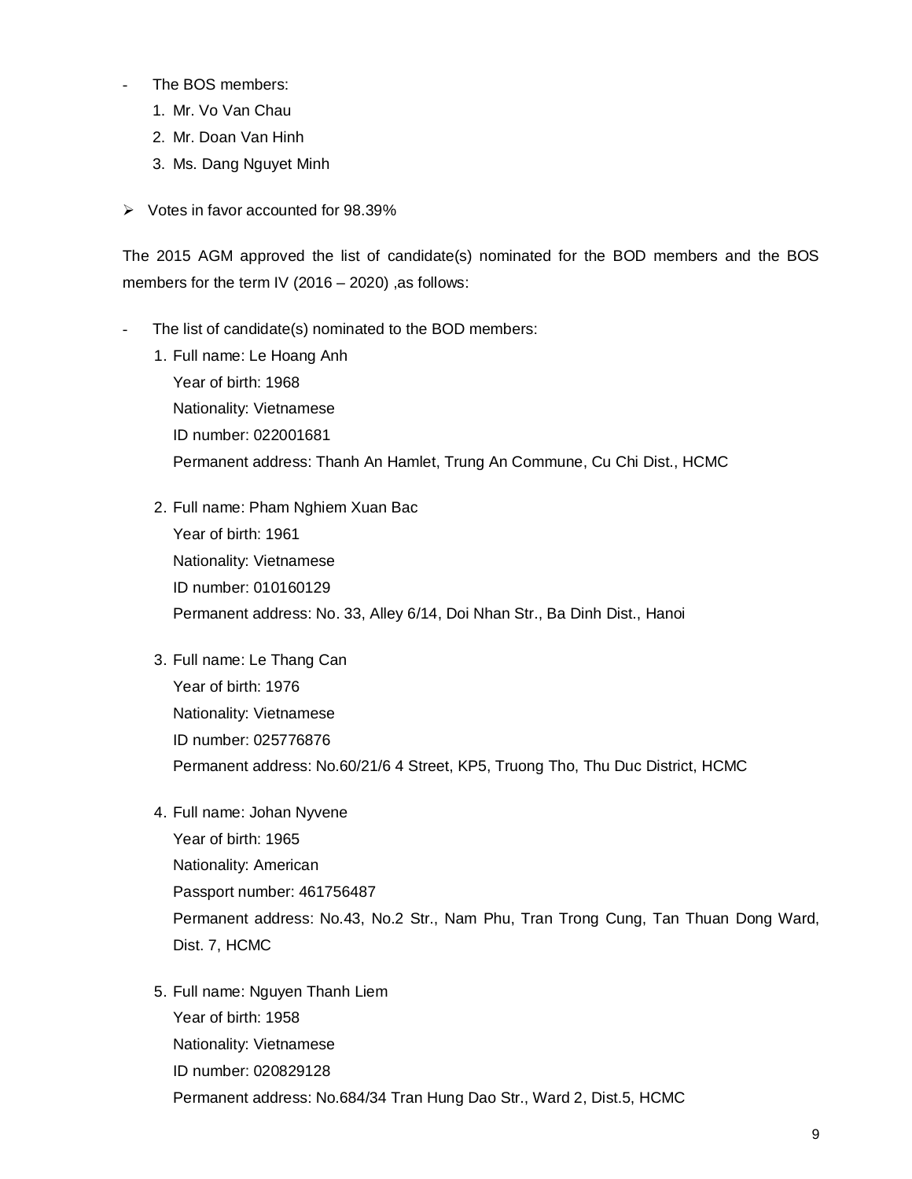- The BOS members:
    1. Mr. Vo Van Chau
    2. Mr. Doan Van Hinh
    3. Ms. Dang Nguyet Minh

➢ Votes in favor accounted for 98.39%

The 2015 AGM approved the list of candidate(s) nominated for the BOD members and the BOS members for the term IV (2016 – 2020) ,as follows:

- The list of candidate(s) nominated to the BOD members:
    1. Full name: Le Hoang Anh
       Year of birth: 1968
       Nationality: Vietnamese
       ID number: 022001681
       Permanent address: Thanh An Hamlet, Trung An Commune, Cu Chi Dist., HCMC

    2. Full name: Pham Nghiem Xuan Bac
       Year of birth: 1961
       Nationality: Vietnamese
       ID number: 010160129
       Permanent address: No. 33, Alley 6/14, Doi Nhan Str., Ba Dinh Dist., Hanoi

    3. Full name: Le Thang Can
       Year of birth: 1976
       Nationality: Vietnamese
       ID number: 025776876
       Permanent address: No.60/21/6 4 Street, KP5, Truong Tho, Thu Duc District, HCMC

    4. Full name: Johan Nyvene
       Year of birth: 1965
       Nationality: American
       Passport number: 461756487
       Permanent address: No.43, No.2 Str., Nam Phu, Tran Trong Cung, Tan Thuan Dong Ward, Dist. 7, HCMC

    5. Full name: Nguyen Thanh Liem
       Year of birth: 1958
       Nationality: Vietnamese
       ID number: 020829128
       Permanent address: No.684/34 Tran Hung Dao Str., Ward 2, Dist.5, HCMC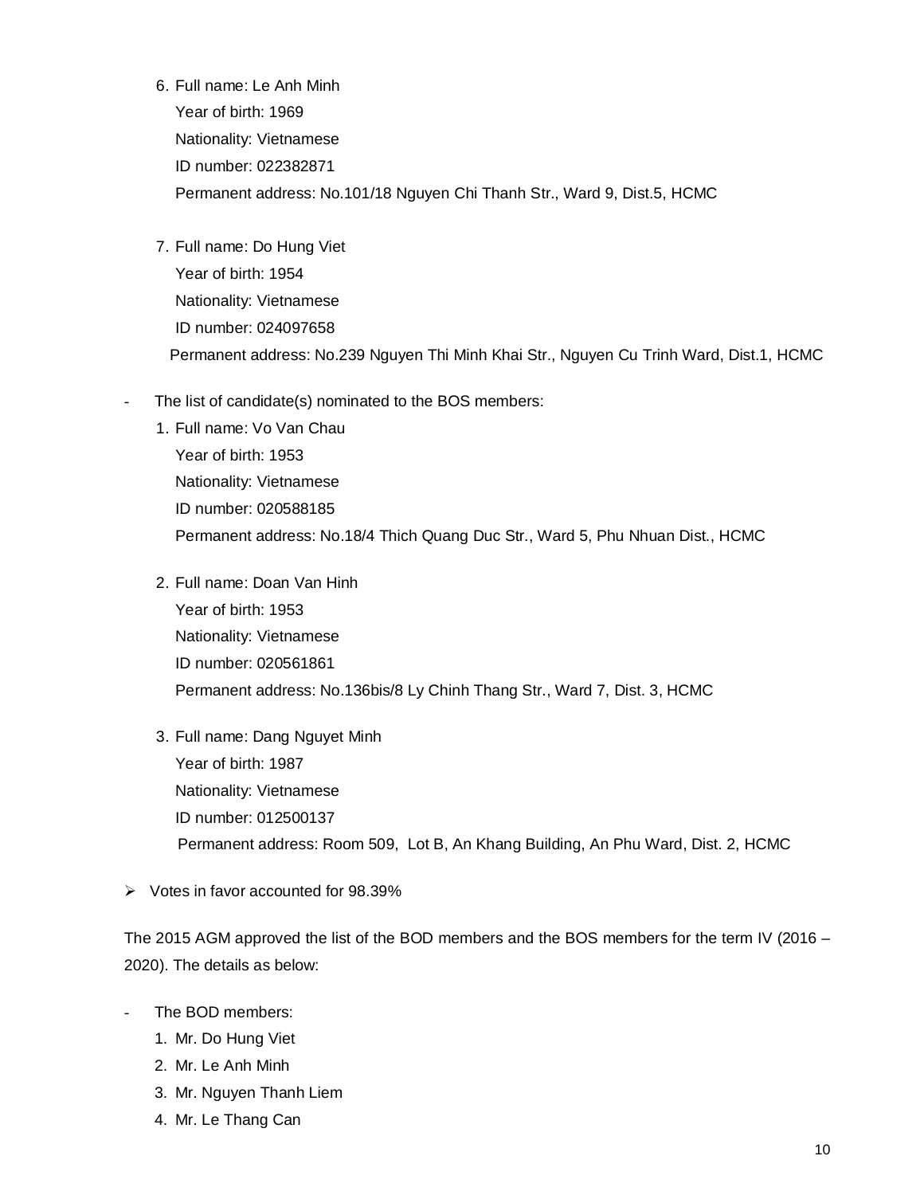6. Full name: Le Anh Minh
   Year of birth: 1969
   Nationality: Vietnamese
   ID number: 022382871
   Permanent address: No.101/18 Nguyen Chi Thanh Str., Ward 9, Dist.5, HCMC

7. Full name: Do Hung Viet
   Year of birth: 1954
   Nationality: Vietnamese
   ID number: 024097658
   Permanent address: No.239 Nguyen Thi Minh Khai Str., Nguyen Cu Trinh Ward, Dist.1, HCMC

- The list of candidate(s) nominated to the BOS members:
  1. Full name: Vo Van Chau
     Year of birth: 1953
     Nationality: Vietnamese
     ID number: 020588185
     Permanent address: No.18/4 Thich Quang Duc Str., Ward 5, Phu Nhuan Dist., HCMC

  2. Full name: Doan Van Hinh
     Year of birth: 1953
     Nationality: Vietnamese
     ID number: 020561861
     Permanent address: No.136bis/8 Ly Chinh Thang Str., Ward 7, Dist. 3, HCMC

  3. Full name: Dang Nguyet Minh
     Year of birth: 1987
     Nationality: Vietnamese
     ID number: 012500137
     Permanent address: Room 509, Lot B, An Khang Building, An Phu Ward, Dist. 2, HCMC

➢ Votes in favor accounted for 98.39%

The 2015 AGM approved the list of the BOD members and the BOS members for the term IV (2016 – 2020). The details as below:

- The BOD members:
  1. Mr. Do Hung Viet
  2. Mr. Le Anh Minh
  3. Mr. Nguyen Thanh Liem
  4. Mr. Le Thang Can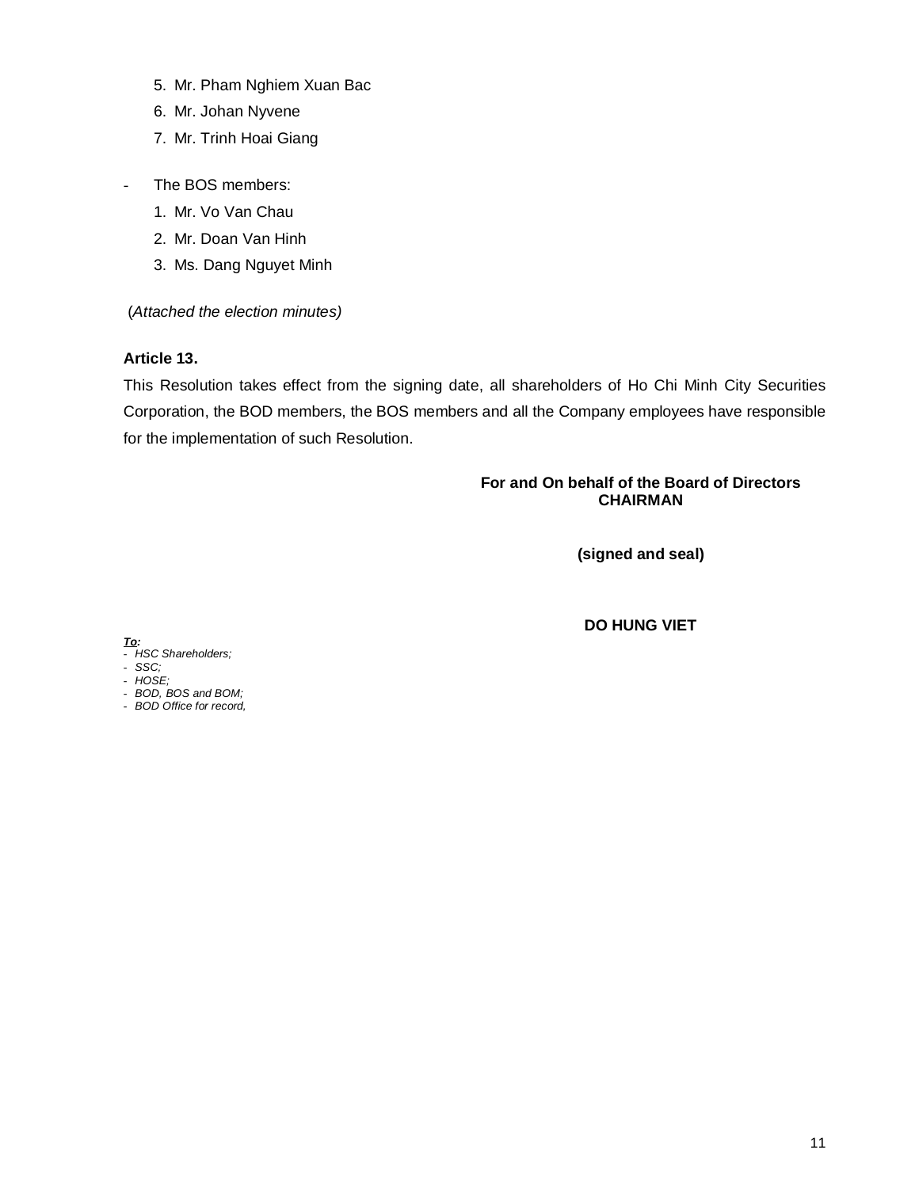5. Mr. Pham Nghiem Xuan Bac
6. Mr. Johan Nyvene
7. Mr. Trinh Hoai Giang

- The BOS members:
    1. Mr. Vo Van Chau
    2. Mr. Doan Van Hinh
    3. Ms. Dang Nguyet Minh

(*Attached the election minutes)*

**Article 13.**

This Resolution takes effect from the signing date, all shareholders of Ho Chi Minh City Securities Corporation, the BOD members, the BOS members and all the Company employees have responsible for the implementation of such Resolution.

**For and On behalf of the Board of Directors**
**CHAIRMAN**

**(signed and seal)**

**DO HUNG VIET**

***To:***
- *HSC Shareholders;*
- *SSC;*
- *HOSE;*
- *BOD, BOS and BOM;*
- *BOD Office for record,*